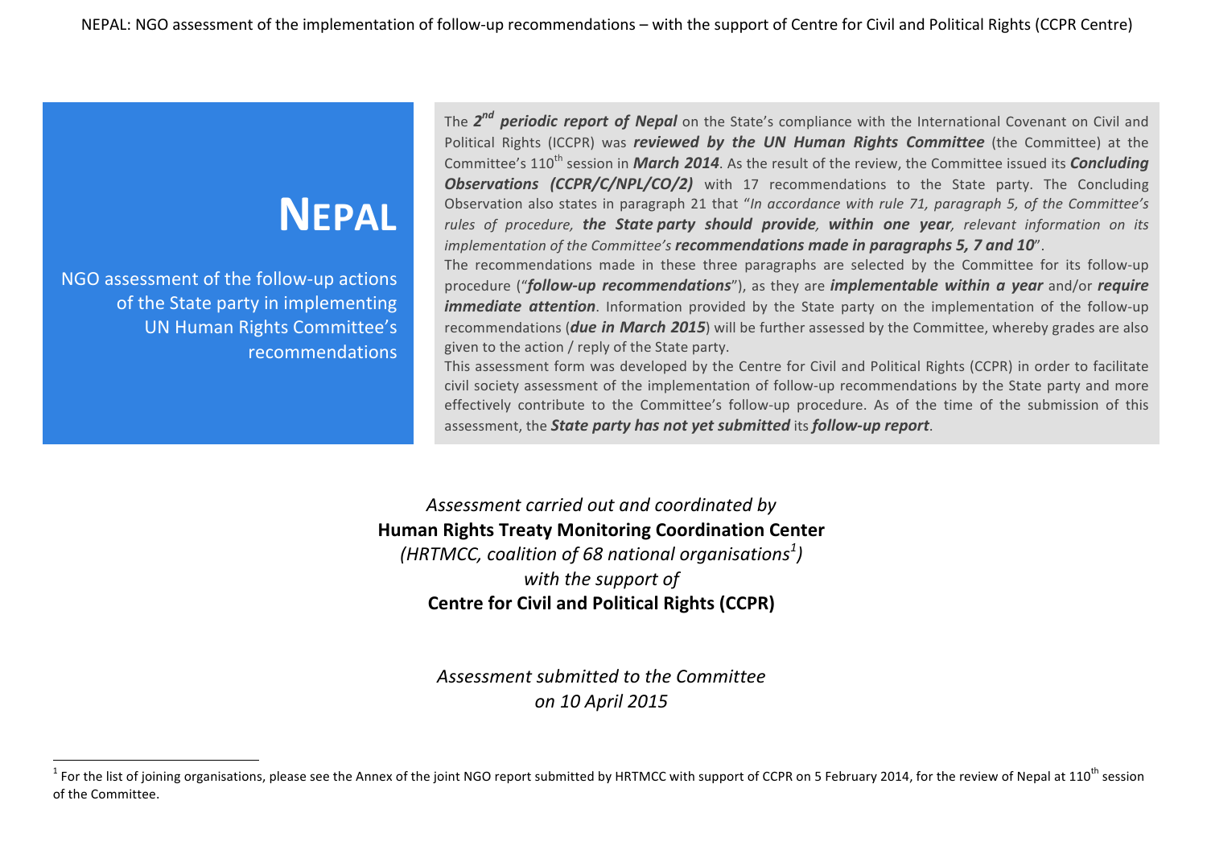# NEPAL

NGO assessment of the follow-up actions of the State party in implementing UN Human Rights Committee's recommendations

The ***2nd periodic report of Nepal*** on the State's compliance with the International Covenant on Civil and Political Rights (ICCPR) was ***reviewed by the UN Human Rights Committee*** (the Committee) at the Committee's 110th session in ***March 2014***. As the result of the review, the Committee issued its ***Concluding Observations (CCPR/C/NPL/CO/2)*** with 17 recommendations to the State party. The Concluding Observation also states in paragraph 21 that "*In accordance with rule 71, paragraph 5, of the Committee's rules of procedure,* ***the State party should provide****,* ***within one year****, relevant information on its implementation of the Committee's* ***recommendations made in paragraphs 5, 7 and 10***".

The recommendations made in these three paragraphs are selected by the Committee for its follow-up procedure ("***follow-up recommendations***"), as they are ***implementable within a year*** and/or ***require immediate attention***. Information provided by the State party on the implementation of the follow-up recommendations (***due in March 2015***) will be further assessed by the Committee, whereby grades are also given to the action / reply of the State party.

This assessment form was developed by the Centre for Civil and Political Rights (CCPR) in order to facilitate civil society assessment of the implementation of follow-up recommendations by the State party and more effectively contribute to the Committee's follow-up procedure. As of the time of the submission of this assessment, the ***State party has not yet submitted*** its ***follow-up report***.

*Assessment carried out and coordinated by*
**Human Rights Treaty Monitoring Coordination Center**
*(HRTMCC, coalition of 68 national organisations[1])*
*with the support of*
**Centre for Civil and Political Rights (CCPR)**

*Assessment submitted to the Committee*
*on 10 April 2015*

[1] For the list of joining organisations, please see the Annex of the joint NGO report submitted by HRTMCC with support of CCPR on 5 February 2014, for the review of Nepal at 110th session of the Committee.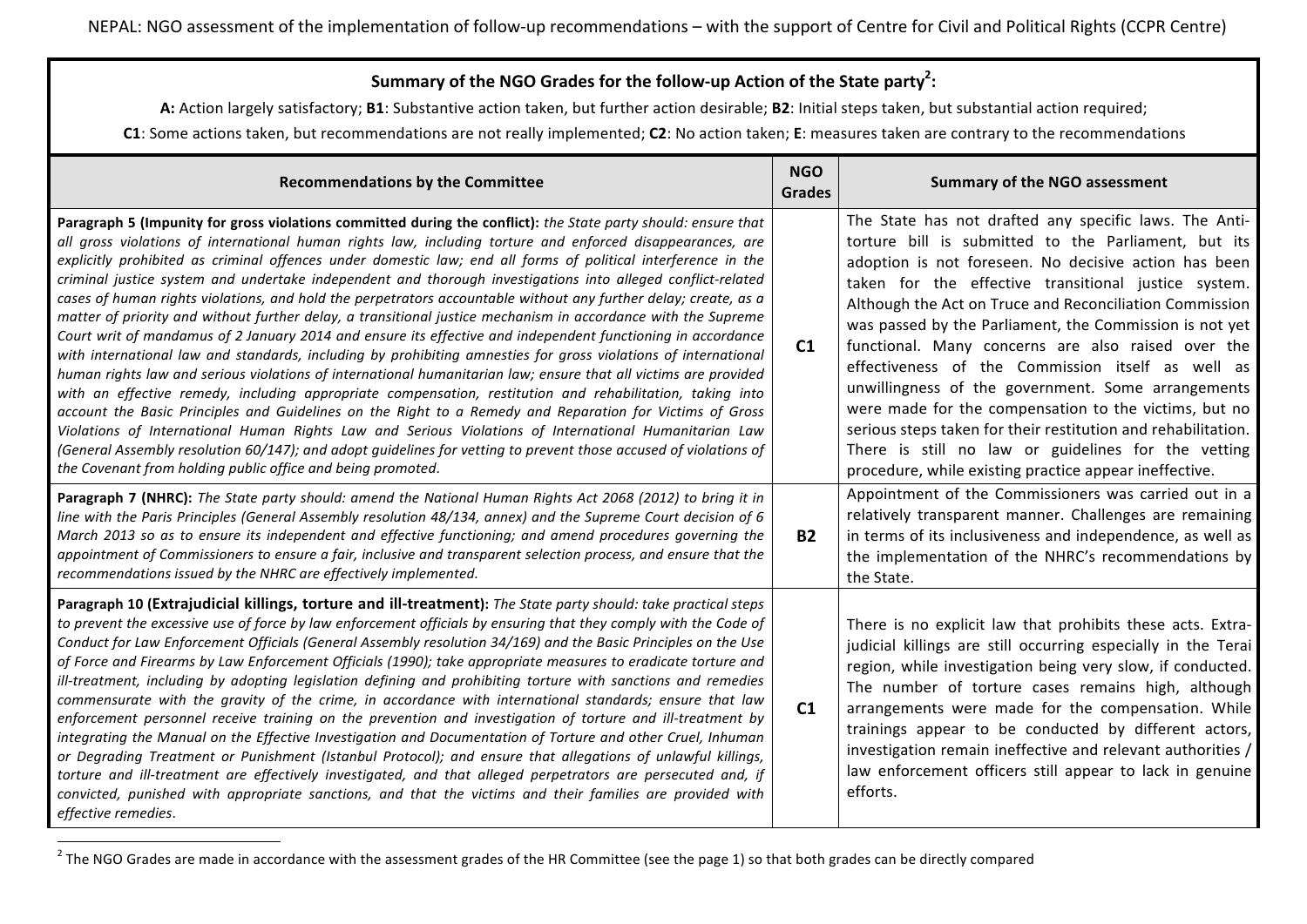NEPAL: NGO assessment of the implementation of follow-up recommendations – with the support of Centre for Civil and Political Rights (CCPR Centre)

**Summary of the NGO Grades for the follow-up Action of the State party[2]:**

**A:** Action largely satisfactory; **B1**: Substantive action taken, but further action desirable; **B2**: Initial steps taken, but substantial action required;
**C1**: Some actions taken, but recommendations are not really implemented; **C2**: No action taken; **E**: measures taken are contrary to the recommendations

| Recommendations by the Committee | NGO Grades | Summary of the NGO assessment |
|---|---|---|
| **Paragraph 5 (Impunity for gross violations committed during the conflict):** *the State party should: ensure that all gross violations of international human rights law, including torture and enforced disappearances, are explicitly prohibited as criminal offences under domestic law; end all forms of political interference in the criminal justice system and undertake independent and thorough investigations into alleged conflict-related cases of human rights violations, and hold the perpetrators accountable without any further delay; create, as a matter of priority and without further delay, a transitional justice mechanism in accordance with the Supreme Court writ of mandamus of 2 January 2014 and ensure its effective and independent functioning in accordance with international law and standards, including by prohibiting amnesties for gross violations of international human rights law and serious violations of international humanitarian law; ensure that all victims are provided with an effective remedy, including appropriate compensation, restitution and rehabilitation, taking into account the Basic Principles and Guidelines on the Right to a Remedy and Reparation for Victims of Gross Violations of International Human Rights Law and Serious Violations of International Humanitarian Law (General Assembly resolution 60/147); and adopt guidelines for vetting to prevent those accused of violations of the Covenant from holding public office and being promoted.* | **C1** | The State has not drafted any specific laws. The Anti-torture bill is submitted to the Parliament, but its adoption is not foreseen. No decisive action has been taken for the effective transitional justice system. Although the Act on Truce and Reconciliation Commission was passed by the Parliament, the Commission is not yet functional. Many concerns are also raised over the effectiveness of the Commission itself as well as unwillingness of the government. Some arrangements were made for the compensation to the victims, but no serious steps taken for their restitution and rehabilitation. There is still no law or guidelines for the vetting procedure, while existing practice appear ineffective. |
| **Paragraph 7 (NHRC):** *The State party should: amend the National Human Rights Act 2068 (2012) to bring it in line with the Paris Principles (General Assembly resolution 48/134, annex) and the Supreme Court decision of 6 March 2013 so as to ensure its independent and effective functioning; and amend procedures governing the appointment of Commissioners to ensure a fair, inclusive and transparent selection process, and ensure that the recommendations issued by the NHRC are effectively implemented.* | **B2** | Appointment of the Commissioners was carried out in a relatively transparent manner. Challenges are remaining in terms of its inclusiveness and independence, as well as the implementation of the NHRC's recommendations by the State. |
| **Paragraph 10 (Extrajudicial killings, torture and ill-treatment):** *The State party should: take practical steps to prevent the excessive use of force by law enforcement officials by ensuring that they comply with the Code of Conduct for Law Enforcement Officials (General Assembly resolution 34/169) and the Basic Principles on the Use of Force and Firearms by Law Enforcement Officials (1990); take appropriate measures to eradicate torture and ill-treatment, including by adopting legislation defining and prohibiting torture with sanctions and remedies commensurate with the gravity of the crime, in accordance with international standards; ensure that law enforcement personnel receive training on the prevention and investigation of torture and ill-treatment by integrating the Manual on the Effective Investigation and Documentation of Torture and other Cruel, Inhuman or Degrading Treatment or Punishment (Istanbul Protocol); and ensure that allegations of unlawful killings, torture and ill-treatment are effectively investigated, and that alleged perpetrators are persecuted and, if convicted, punished with appropriate sanctions, and that the victims and their families are provided with effective remedies.* | **C1** | There is no explicit law that prohibits these acts. Extra-judicial killings are still occurring especially in the Terai region, while investigation being very slow, if conducted. The number of torture cases remains high, although arrangements were made for the compensation. While trainings appear to be conducted by different actors, investigation remain ineffective and relevant authorities / law enforcement officers still appear to lack in genuine efforts. |

[2] The NGO Grades are made in accordance with the assessment grades of the HR Committee (see the page 1) so that both grades can be directly compared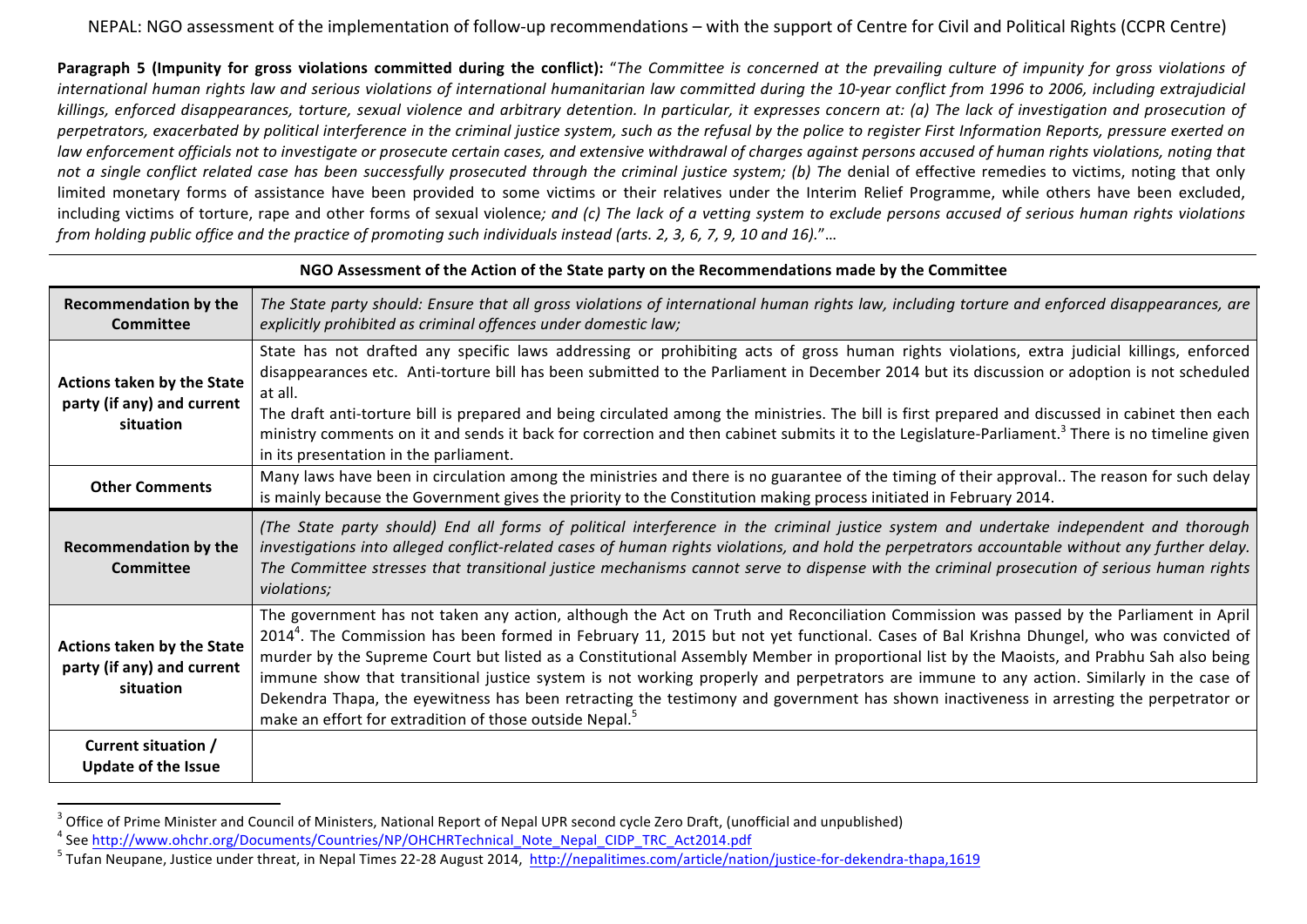NEPAL: NGO assessment of the implementation of follow-up recommendations – with the support of Centre for Civil and Political Rights (CCPR Centre)

**Paragraph 5 (Impunity for gross violations committed during the conflict):** "*The Committee is concerned at the prevailing culture of impunity for gross violations of international human rights law and serious violations of international humanitarian law committed during the 10-year conflict from 1996 to 2006, including extrajudicial killings, enforced disappearances, torture, sexual violence and arbitrary detention. In particular, it expresses concern at: (a) The lack of investigation and prosecution of perpetrators, exacerbated by political interference in the criminal justice system, such as the refusal by the police to register First Information Reports, pressure exerted on law enforcement officials not to investigate or prosecute certain cases, and extensive withdrawal of charges against persons accused of human rights violations, noting that not a single conflict related case has been successfully prosecuted through the criminal justice system; (b) The* denial of effective remedies to victims, noting that only limited monetary forms of assistance have been provided to some victims or their relatives under the Interim Relief Programme, while others have been excluded, including victims of torture, rape and other forms of sexual violence*; and (c) The lack of a vetting system to exclude persons accused of serious human rights violations from holding public office and the practice of promoting such individuals instead (arts. 2, 3, 6, 7, 9, 10 and 16).*"…

**NGO Assessment of the Action of the State party on the Recommendations made by the Committee**

| | |
|---|---|
| **Recommendation by the Committee** | *The State party should: Ensure that all gross violations of international human rights law, including torture and enforced disappearances, are explicitly prohibited as criminal offences under domestic law;* |
| **Actions taken by the State party (if any) and current situation** | State has not drafted any specific laws addressing or prohibiting acts of gross human rights violations, extra judicial killings, enforced disappearances etc. Anti-torture bill has been submitted to the Parliament in December 2014 but its discussion or adoption is not scheduled at all.<br>The draft anti-torture bill is prepared and being circulated among the ministries. The bill is first prepared and discussed in cabinet then each ministry comments on it and sends it back for correction and then cabinet submits it to the Legislature-Parliament.[3] There is no timeline given in its presentation in the parliament. |
| **Other Comments** | Many laws have been in circulation among the ministries and there is no guarantee of the timing of their approval.. The reason for such delay is mainly because the Government gives the priority to the Constitution making process initiated in February 2014. |
| **Recommendation by the Committee** | *(The State party should) End all forms of political interference in the criminal justice system and undertake independent and thorough investigations into alleged conflict-related cases of human rights violations, and hold the perpetrators accountable without any further delay. The Committee stresses that transitional justice mechanisms cannot serve to dispense with the criminal prosecution of serious human rights violations;* |
| **Actions taken by the State party (if any) and current situation** | The government has not taken any action, although the Act on Truth and Reconciliation Commission was passed by the Parliament in April 2014[4]. The Commission has been formed in February 11, 2015 but not yet functional. Cases of Bal Krishna Dhungel, who was convicted of murder by the Supreme Court but listed as a Constitutional Assembly Member in proportional list by the Maoists, and Prabhu Sah also being immune show that transitional justice system is not working properly and perpetrators are immune to any action. Similarly in the case of Dekendra Thapa, the eyewitness has been retracting the testimony and government has shown inactiveness in arresting the perpetrator or make an effort for extradition of those outside Nepal.[5] |
| **Current situation / Update of the Issue** | |

[3] Office of Prime Minister and Council of Ministers, National Report of Nepal UPR second cycle Zero Draft, (unofficial and unpublished)

[4] See http://www.ohchr.org/Documents/Countries/NP/OHCHRTechnical_Note_Nepal_CIDP_TRC_Act2014.pdf

[5] Tufan Neupane, Justice under threat, in Nepal Times 22-28 August 2014, http://nepalitimes.com/article/nation/justice-for-dekendra-thapa,1619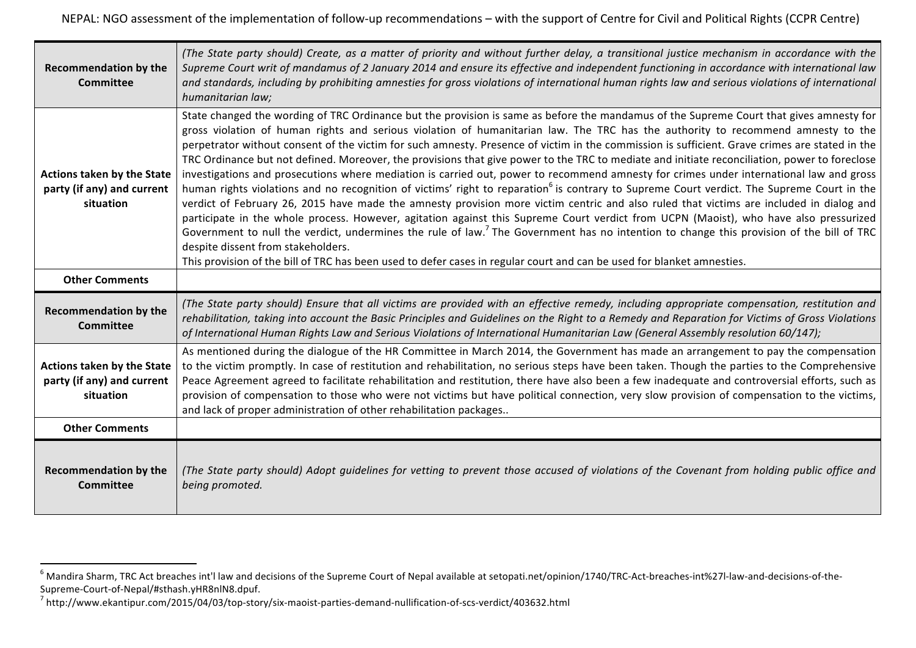| | |
|---|---|
| **Recommendation by the Committee** | *(The State party should) Create, as a matter of priority and without further delay, a transitional justice mechanism in accordance with the Supreme Court writ of mandamus of 2 January 2014 and ensure its effective and independent functioning in accordance with international law and standards, including by prohibiting amnesties for gross violations of international human rights law and serious violations of international humanitarian law;* |
| **Actions taken by the State party (if any) and current situation** | State changed the wording of TRC Ordinance but the provision is same as before the mandamus of the Supreme Court that gives amnesty for gross violation of human rights and serious violation of humanitarian law. The TRC has the authority to recommend amnesty to the perpetrator without consent of the victim for such amnesty. Presence of victim in the commission is sufficient. Grave crimes are stated in the TRC Ordinance but not defined. Moreover, the provisions that give power to the TRC to mediate and initiate reconciliation, power to foreclose investigations and prosecutions where mediation is carried out, power to recommend amnesty for crimes under international law and gross human rights violations and no recognition of victims' right to reparation[6] is contrary to Supreme Court verdict. The Supreme Court in the verdict of February 26, 2015 have made the amnesty provision more victim centric and also ruled that victims are included in dialog and participate in the whole process. However, agitation against this Supreme Court verdict from UCPN (Maoist), who have also pressurized Government to null the verdict, undermines the rule of law.[7] The Government has no intention to change this provision of the bill of TRC despite dissent from stakeholders.<br>This provision of the bill of TRC has been used to defer cases in regular court and can be used for blanket amnesties. |
| **Other Comments** | |
| **Recommendation by the Committee** | *(The State party should) Ensure that all victims are provided with an effective remedy, including appropriate compensation, restitution and rehabilitation, taking into account the Basic Principles and Guidelines on the Right to a Remedy and Reparation for Victims of Gross Violations of International Human Rights Law and Serious Violations of International Humanitarian Law (General Assembly resolution 60/147);* |
| **Actions taken by the State party (if any) and current situation** | As mentioned during the dialogue of the HR Committee in March 2014, the Government has made an arrangement to pay the compensation to the victim promptly. In case of restitution and rehabilitation, no serious steps have been taken. Though the parties to the Comprehensive Peace Agreement agreed to facilitate rehabilitation and restitution, there have also been a few inadequate and controversial efforts, such as provision of compensation to those who were not victims but have political connection, very slow provision of compensation to the victims, and lack of proper administration of other rehabilitation packages.. |
| **Other Comments** | |
| **Recommendation by the Committee** | *(The State party should) Adopt guidelines for vetting to prevent those accused of violations of the Covenant from holding public office and being promoted.* |

[6] Mandira Sharm, TRC Act breaches int'l law and decisions of the Supreme Court of Nepal available at setopati.net/opinion/1740/TRC-Act-breaches-int%27l-law-and-decisions-of-the-Supreme-Court-of-Nepal/#sthash.yHR8nlN8.dpuf.

[7] http://www.ekantipur.com/2015/04/03/top-story/six-maoist-parties-demand-nullification-of-scs-verdict/403632.html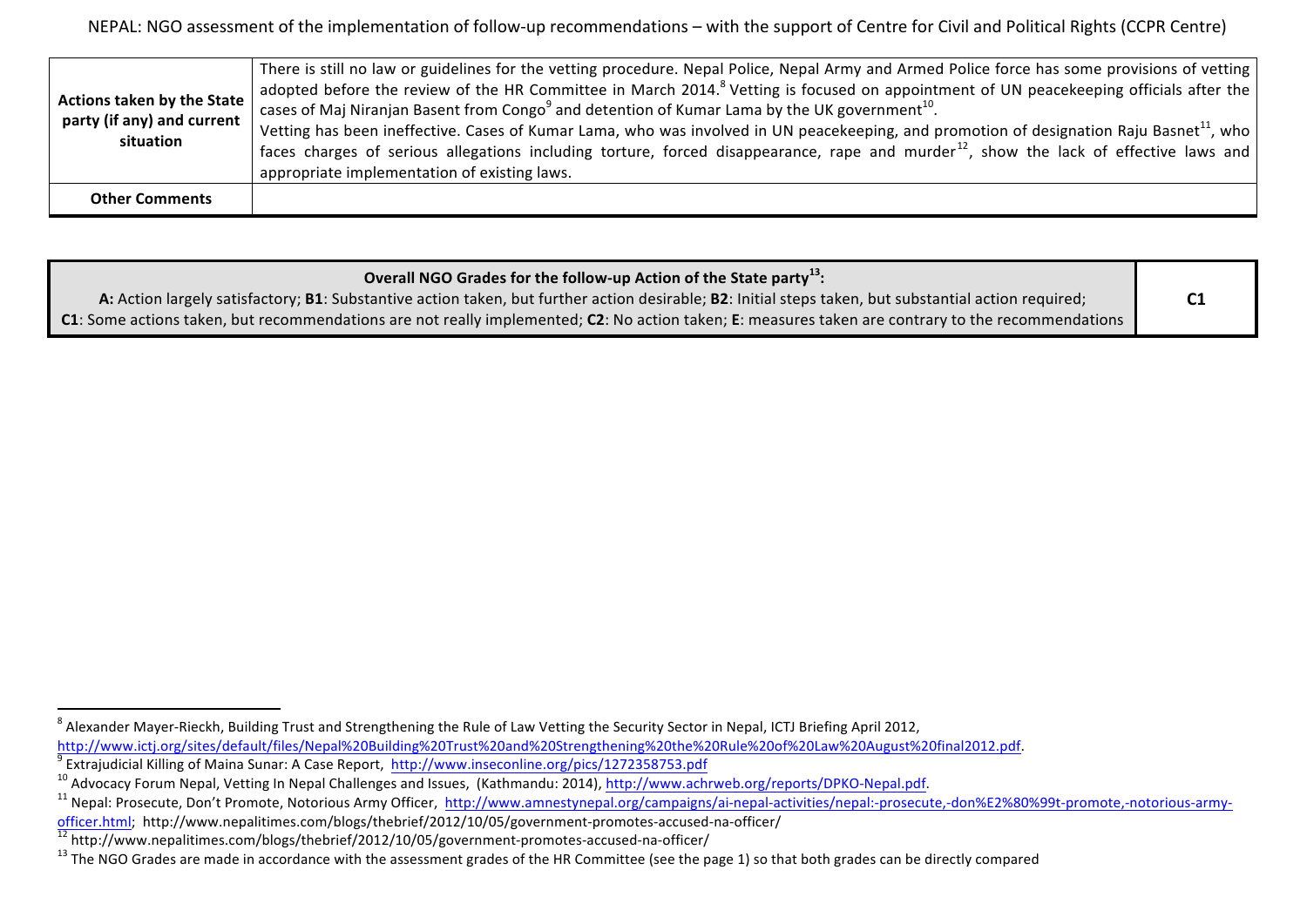| | |
|---|---|
| **Actions taken by the State party (if any) and current situation** | There is still no law or guidelines for the vetting procedure. Nepal Police, Nepal Army and Armed Police force has some provisions of vetting adopted before the review of the HR Committee in March 2014.[8] Vetting is focused on appointment of UN peacekeeping officials after the cases of Maj Niranjan Basent from Congo[9] and detention of Kumar Lama by the UK government[10]. Vetting has been ineffective. Cases of Kumar Lama, who was involved in UN peacekeeping, and promotion of designation Raju Basnet[11], who faces charges of serious allegations including torture, forced disappearance, rape and murder[12], show the lack of effective laws and appropriate implementation of existing laws. |
| **Other Comments** | |

| **Overall NGO Grades for the follow-up Action of the State party[13]:** **A:** Action largely satisfactory; **B1**: Substantive action taken, but further action desirable; **B2**: Initial steps taken, but substantial action required; **C1**: Some actions taken, but recommendations are not really implemented; **C2**: No action taken; **E**: measures taken are contrary to the recommendations | **C1** |
|---|---|

---

[8] Alexander Mayer-Rieckh, Building Trust and Strengthening the Rule of Law Vetting the Security Sector in Nepal, ICTJ Briefing April 2012, http://www.ictj.org/sites/default/files/Nepal%20Building%20Trust%20and%20Strengthening%20the%20Rule%20of%20Law%20August%20final2012.pdf.

[9] Extrajudicial Killing of Maina Sunar: A Case Report, http://www.inseconline.org/pics/1272358753.pdf

[10] Advocacy Forum Nepal, Vetting In Nepal Challenges and Issues, (Kathmandu: 2014), http://www.achrweb.org/reports/DPKO-Nepal.pdf.

[11] Nepal: Prosecute, Don't Promote, Notorious Army Officer, http://www.amnestynepal.org/campaigns/ai-nepal-activities/nepal:-prosecute,-don%E2%80%99t-promote,-notorious-army-officer.html; http://www.nepalitimes.com/blogs/thebrief/2012/10/05/government-promotes-accused-na-officer/

[12] http://www.nepalitimes.com/blogs/thebrief/2012/10/05/government-promotes-accused-na-officer/

[13] The NGO Grades are made in accordance with the assessment grades of the HR Committee (see the page 1) so that both grades can be directly compared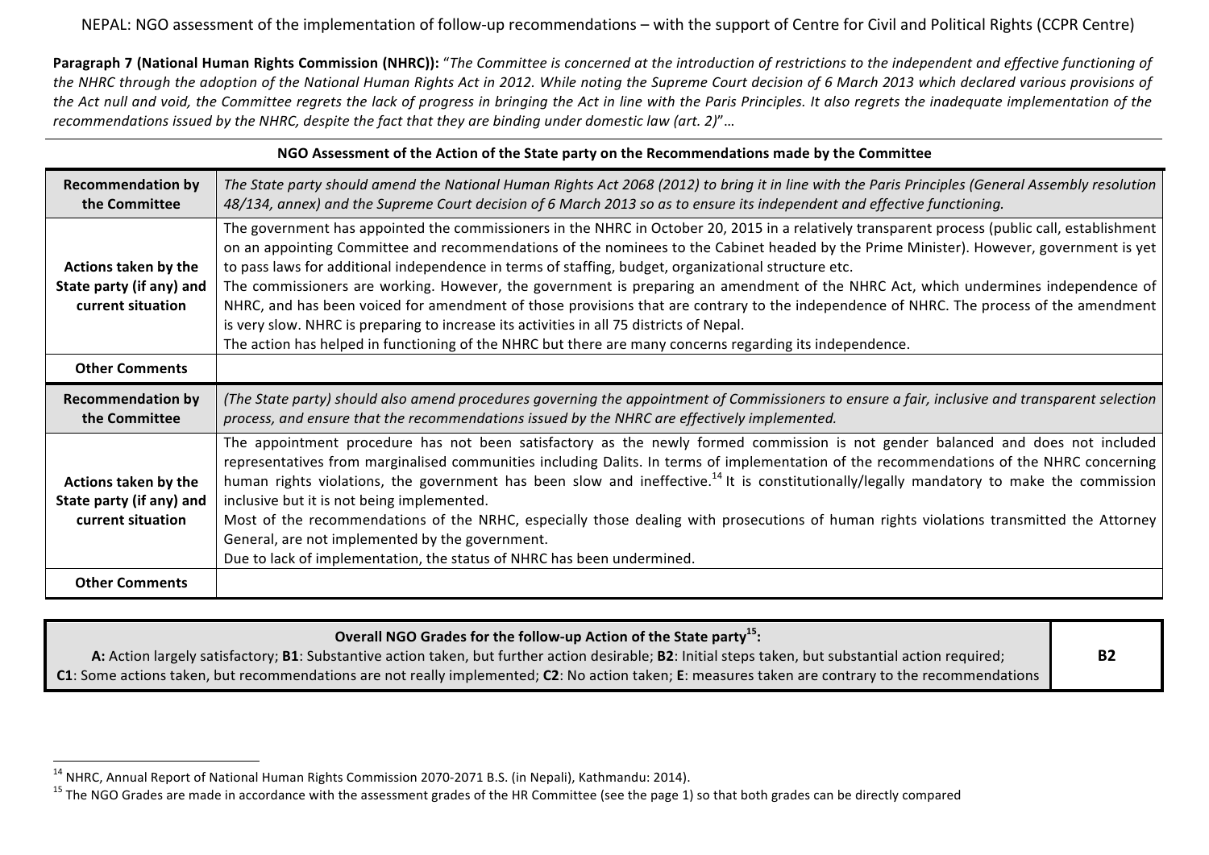NEPAL: NGO assessment of the implementation of follow-up recommendations – with the support of Centre for Civil and Political Rights (CCPR Centre)

**Paragraph 7 (National Human Rights Commission (NHRC)):** "*The Committee is concerned at the introduction of restrictions to the independent and effective functioning of the NHRC through the adoption of the National Human Rights Act in 2012. While noting the Supreme Court decision of 6 March 2013 which declared various provisions of the Act null and void, the Committee regrets the lack of progress in bringing the Act in line with the Paris Principles. It also regrets the inadequate implementation of the recommendations issued by the NHRC, despite the fact that they are binding under domestic law (art. 2)*"…

**NGO Assessment of the Action of the State party on the Recommendations made by the Committee**

| **Recommendation by the Committee** | *The State party should amend the National Human Rights Act 2068 (2012) to bring it in line with the Paris Principles (General Assembly resolution 48/134, annex) and the Supreme Court decision of 6 March 2013 so as to ensure its independent and effective functioning.* |
|---|---|
| **Actions taken by the State party (if any) and current situation** | The government has appointed the commissioners in the NHRC in October 20, 2015 in a relatively transparent process (public call, establishment on an appointing Committee and recommendations of the nominees to the Cabinet headed by the Prime Minister). However, government is yet to pass laws for additional independence in terms of staffing, budget, organizational structure etc.<br>The commissioners are working. However, the government is preparing an amendment of the NHRC Act, which undermines independence of NHRC, and has been voiced for amendment of those provisions that are contrary to the independence of NHRC. The process of the amendment is very slow. NHRC is preparing to increase its activities in all 75 districts of Nepal.<br>The action has helped in functioning of the NHRC but there are many concerns regarding its independence. |
| **Other Comments** | |
| **Recommendation by the Committee** | *(The State party) should also amend procedures governing the appointment of Commissioners to ensure a fair, inclusive and transparent selection process, and ensure that the recommendations issued by the NHRC are effectively implemented.* |
| **Actions taken by the State party (if any) and current situation** | The appointment procedure has not been satisfactory as the newly formed commission is not gender balanced and does not included representatives from marginalised communities including Dalits. In terms of implementation of the recommendations of the NHRC concerning human rights violations, the government has been slow and ineffective.[14] It is constitutionally/legally mandatory to make the commission inclusive but it is not being implemented.<br>Most of the recommendations of the NRHC, especially those dealing with prosecutions of human rights violations transmitted the Attorney General, are not implemented by the government.<br>Due to lack of implementation, the status of NHRC has been undermined. |
| **Other Comments** | |

| **Overall NGO Grades for the follow-up Action of the State party[15]:**<br>**A:** Action largely satisfactory; **B1**: Substantive action taken, but further action desirable; **B2**: Initial steps taken, but substantial action required;<br>**C1**: Some actions taken, but recommendations are not really implemented; **C2**: No action taken; **E**: measures taken are contrary to the recommendations | **B2** |
|---|---|

[14] NHRC, Annual Report of National Human Rights Commission 2070-2071 B.S. (in Nepali), Kathmandu: 2014).

[15] The NGO Grades are made in accordance with the assessment grades of the HR Committee (see the page 1) so that both grades can be directly compared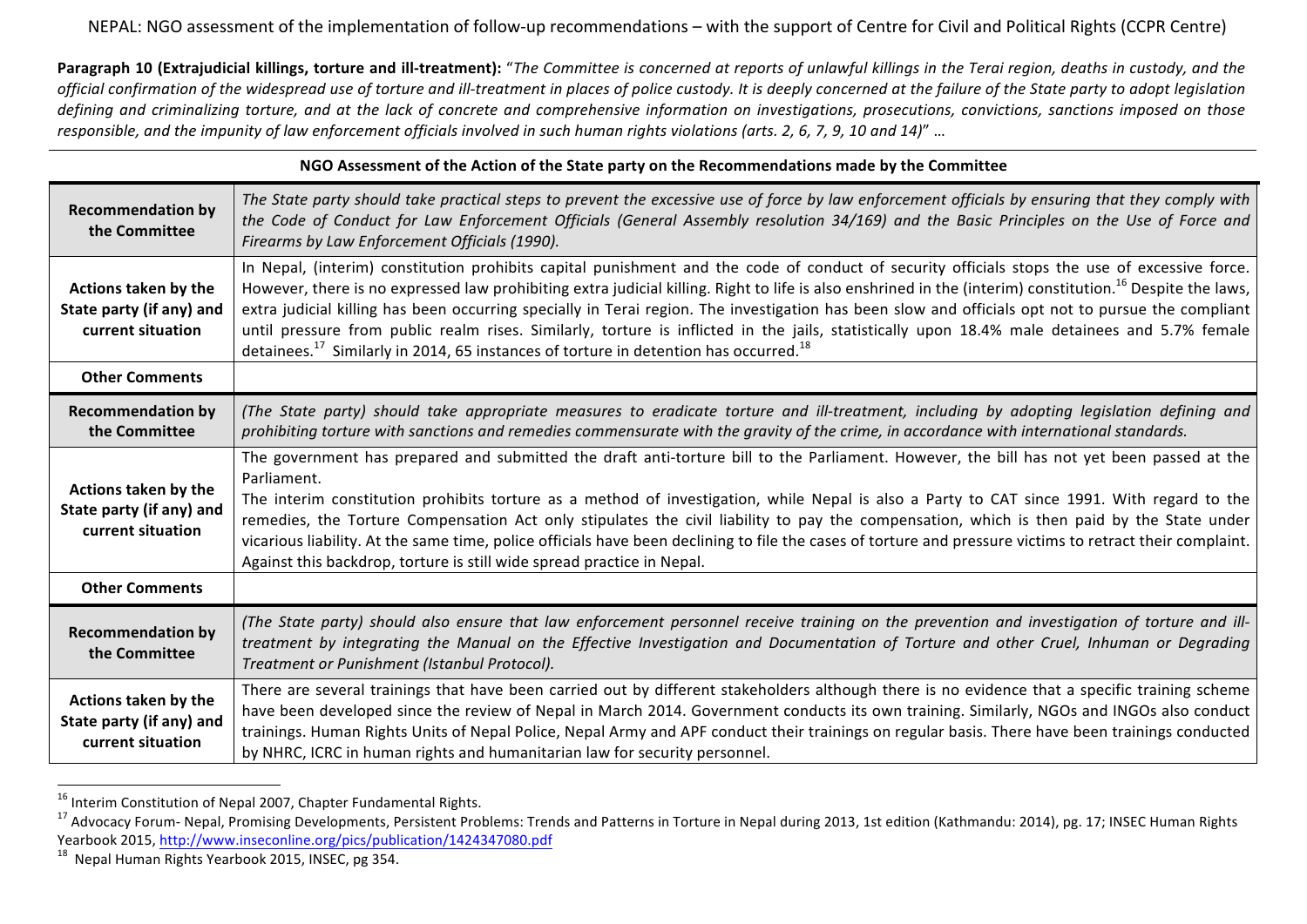NEPAL: NGO assessment of the implementation of follow-up recommendations – with the support of Centre for Civil and Political Rights (CCPR Centre)

**Paragraph 10 (Extrajudicial killings, torture and ill-treatment):** "*The Committee is concerned at reports of unlawful killings in the Terai region, deaths in custody, and the official confirmation of the widespread use of torture and ill-treatment in places of police custody. It is deeply concerned at the failure of the State party to adopt legislation defining and criminalizing torture, and at the lack of concrete and comprehensive information on investigations, prosecutions, convictions, sanctions imposed on those responsible, and the impunity of law enforcement officials involved in such human rights violations (arts. 2, 6, 7, 9, 10 and 14)*" …

**NGO Assessment of the Action of the State party on the Recommendations made by the Committee**

| | |
|---|---|
| **Recommendation by the Committee** | *The State party should take practical steps to prevent the excessive use of force by law enforcement officials by ensuring that they comply with the Code of Conduct for Law Enforcement Officials (General Assembly resolution 34/169) and the Basic Principles on the Use of Force and Firearms by Law Enforcement Officials (1990).* |
| **Actions taken by the State party (if any) and current situation** | In Nepal, (interim) constitution prohibits capital punishment and the code of conduct of security officials stops the use of excessive force. However, there is no expressed law prohibiting extra judicial killing. Right to life is also enshrined in the (interim) constitution.[16] Despite the laws, extra judicial killing has been occurring specially in Terai region. The investigation has been slow and officials opt not to pursue the compliant until pressure from public realm rises. Similarly, torture is inflicted in the jails, statistically upon 18.4% male detainees and 5.7% female detainees.[17] Similarly in 2014, 65 instances of torture in detention has occurred.[18] |
| **Other Comments** | |
| **Recommendation by the Committee** | *(The State party) should take appropriate measures to eradicate torture and ill-treatment, including by adopting legislation defining and prohibiting torture with sanctions and remedies commensurate with the gravity of the crime, in accordance with international standards.* |
| **Actions taken by the State party (if any) and current situation** | The government has prepared and submitted the draft anti-torture bill to the Parliament. However, the bill has not yet been passed at the Parliament.<br>The interim constitution prohibits torture as a method of investigation, while Nepal is also a Party to CAT since 1991. With regard to the remedies, the Torture Compensation Act only stipulates the civil liability to pay the compensation, which is then paid by the State under vicarious liability. At the same time, police officials have been declining to file the cases of torture and pressure victims to retract their complaint. Against this backdrop, torture is still wide spread practice in Nepal. |
| **Other Comments** | |
| **Recommendation by the Committee** | *(The State party) should also ensure that law enforcement personnel receive training on the prevention and investigation of torture and ill-treatment by integrating the Manual on the Effective Investigation and Documentation of Torture and other Cruel, Inhuman or Degrading Treatment or Punishment (Istanbul Protocol).* |
| **Actions taken by the State party (if any) and current situation** | There are several trainings that have been carried out by different stakeholders although there is no evidence that a specific training scheme have been developed since the review of Nepal in March 2014. Government conducts its own training. Similarly, NGOs and INGOs also conduct trainings. Human Rights Units of Nepal Police, Nepal Army and APF conduct their trainings on regular basis. There have been trainings conducted by NHRC, ICRC in human rights and humanitarian law for security personnel. |

[16] Interim Constitution of Nepal 2007, Chapter Fundamental Rights.

[17] Advocacy Forum- Nepal, Promising Developments, Persistent Problems: Trends and Patterns in Torture in Nepal during 2013, 1st edition (Kathmandu: 2014), pg. 17; INSEC Human Rights Yearbook 2015, http://www.inseconline.org/pics/publication/1424347080.pdf

[18] Nepal Human Rights Yearbook 2015, INSEC, pg 354.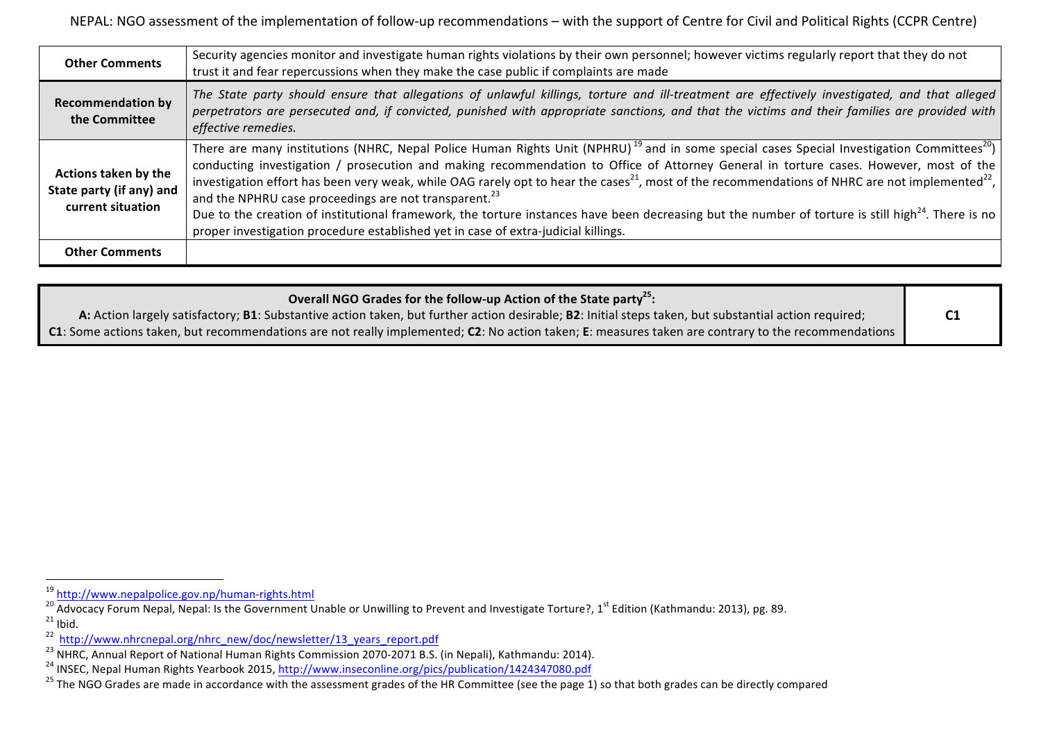| Other Comments | Security agencies monitor and investigate human rights violations by their own personnel; however victims regularly report that they do not trust it and fear repercussions when they make the case public if complaints are made |
|---|---|
| **Recommendation by the Committee** | *The State party should ensure that allegations of unlawful killings, torture and ill-treatment are effectively investigated, and that alleged perpetrators are persecuted and, if convicted, punished with appropriate sanctions, and that the victims and their families are provided with effective remedies.* |
| **Actions taken by the State party (if any) and current situation** | There are many institutions (NHRC, Nepal Police Human Rights Unit (NPHRU)[19] and in some special cases Special Investigation Committees[20]) conducting investigation / prosecution and making recommendation to Office of Attorney General in torture cases. However, most of the investigation effort has been very weak, while OAG rarely opt to hear the cases[21], most of the recommendations of NHRC are not implemented[22], and the NPHRU case proceedings are not transparent.[23]<br>Due to the creation of institutional framework, the torture instances have been decreasing but the number of torture is still high[24]. There is no proper investigation procedure established yet in case of extra-judicial killings. |
| **Other Comments** | |

| **Overall NGO Grades for the follow-up Action of the State party[25]:**<br>**A:** Action largely satisfactory; **B1**: Substantive action taken, but further action desirable; **B2**: Initial steps taken, but substantial action required; **C1**: Some actions taken, but recommendations are not really implemented; **C2**: No action taken; **E**: measures taken are contrary to the recommendations | **C1** |
|---|---|

[19] http://www.nepalpolice.gov.np/human-rights.html

[20] Advocacy Forum Nepal, Nepal: Is the Government Unable or Unwilling to Prevent and Investigate Torture?, 1st Edition (Kathmandu: 2013), pg. 89.

[21] Ibid.

[22] http://www.nhrcnepal.org/nhrc_new/doc/newsletter/13_years_report.pdf

[23] NHRC, Annual Report of National Human Rights Commission 2070-2071 B.S. (in Nepali), Kathmandu: 2014).

[24] INSEC, Nepal Human Rights Yearbook 2015, http://www.inseconline.org/pics/publication/1424347080.pdf

[25] The NGO Grades are made in accordance with the assessment grades of the HR Committee (see the page 1) so that both grades can be directly compared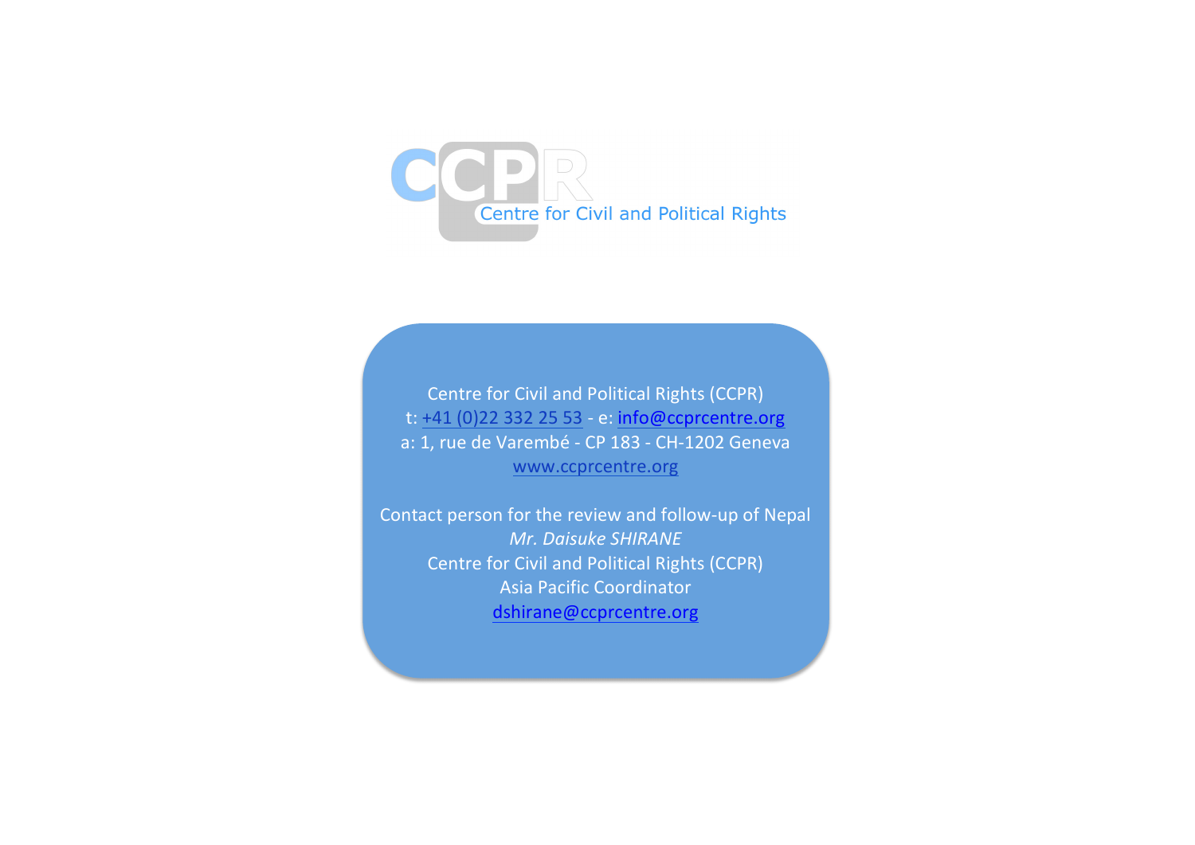CCPR
Centre for Civil and Political Rights

Centre for Civil and Political Rights (CCPR)
t: +41 (0)22 332 25 53 - e: info@ccprcentre.org
a: 1, rue de Varembé - CP 183 - CH-1202 Geneva
www.ccprcentre.org

Contact person for the review and follow-up of Nepal
*Mr. Daisuke SHIRANE*
Centre for Civil and Political Rights (CCPR)
Asia Pacific Coordinator
dshirane@ccprcentre.org